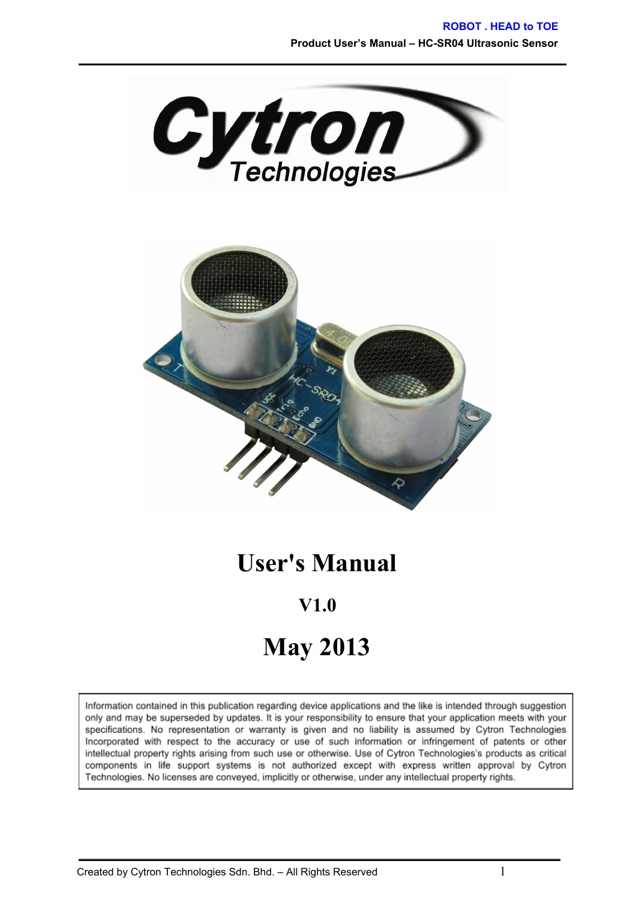# User's Manual

## V1.0

# May 2013

Information contained in this publication regarding device applications and the like is intended through suggestion only and may be superseded by updates. It is your responsibility to ensure that your application meets with your specifications. No representation or warranty is given and no liability is assumed by Cytron Technologies Incorporated with respect to the accuracy or use of such information or infringement of patents or other intellectual property rights arising from such use or otherwise. Use of Cytron Technologies's products as critical components in life support systems is not authorized except with express written approval by Cytron Technologies. No licenses are conveyed, implicitly or otherwise, under any intellectual property rights.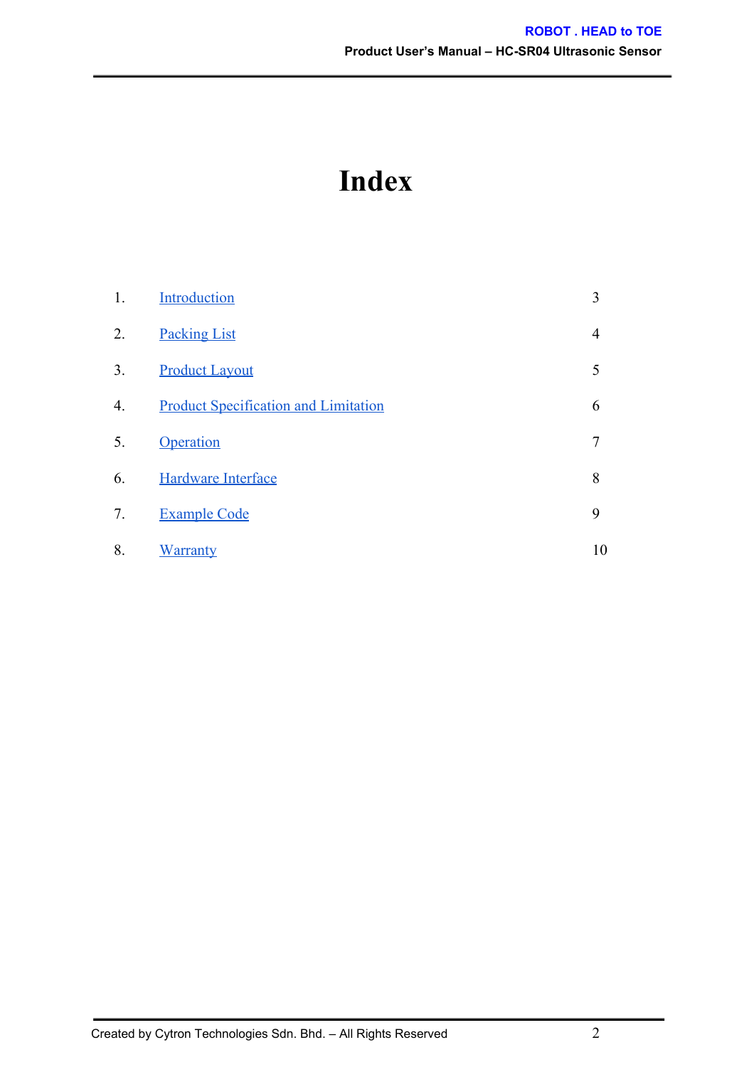# Index

| | | |
|---|---|---|
| 1. | Introduction | 3 |
| 2. | Packing List | 4 |
| 3. | Product Layout | 5 |
| 4. | Product Specification and Limitation | 6 |
| 5. | Operation | 7 |
| 6. | Hardware Interface | 8 |
| 7. | Example Code | 9 |
| 8. | Warranty | 10 |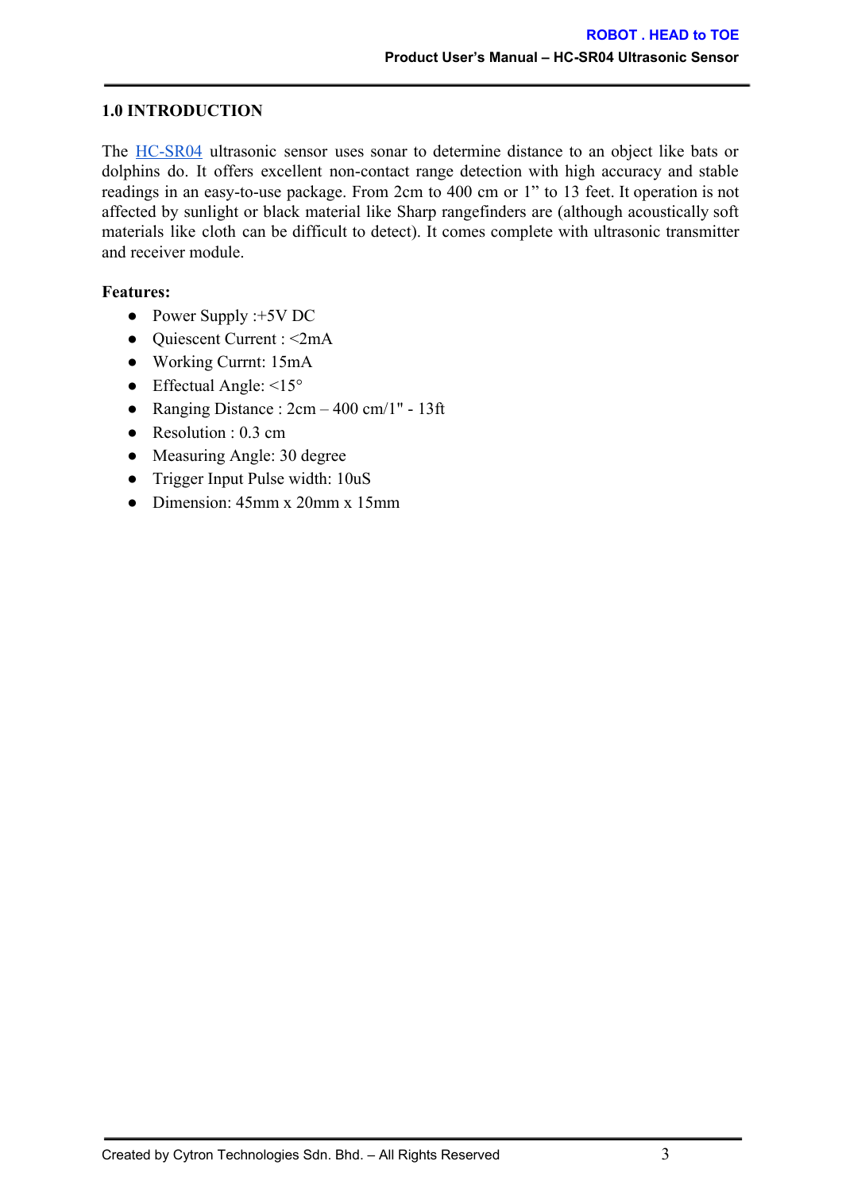## 1.0 INTRODUCTION

The HC-SR04 ultrasonic sensor uses sonar to determine distance to an object like bats or dolphins do. It offers excellent non-contact range detection with high accuracy and stable readings in an easy-to-use package. From 2cm to 400 cm or 1” to 13 feet. It operation is not affected by sunlight or black material like Sharp rangefinders are (although acoustically soft materials like cloth can be difficult to detect). It comes complete with ultrasonic transmitter and receiver module.

**Features:**

- Power Supply :+5V DC
- Quiescent Current : <2mA
- Working Currnt: 15mA
- Effectual Angle: <15°
- Ranging Distance : 2cm – 400 cm/1" - 13ft
- Resolution : 0.3 cm
- Measuring Angle: 30 degree
- Trigger Input Pulse width: 10uS
- Dimension: 45mm x 20mm x 15mm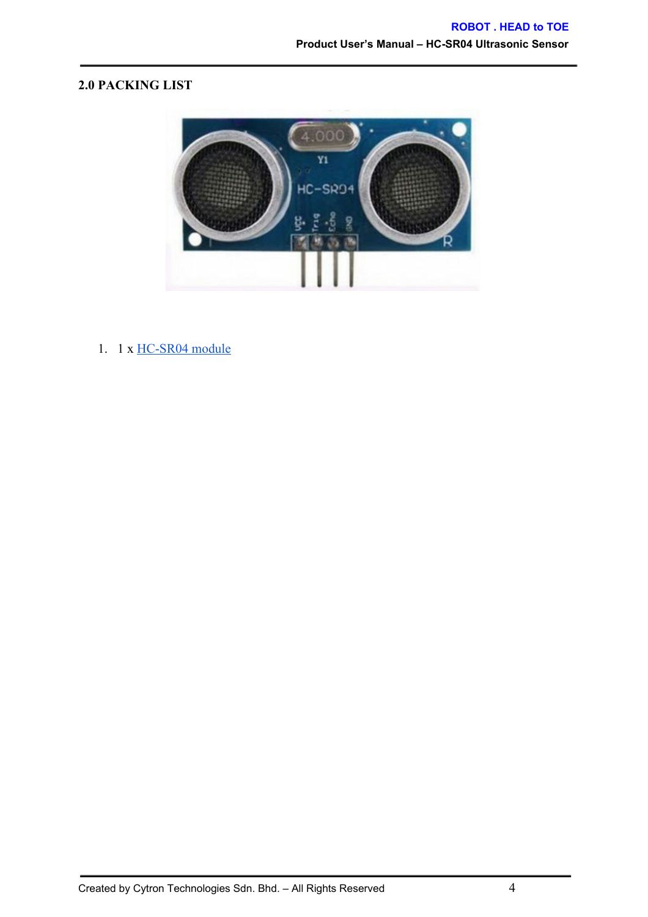## 2.0 PACKING LIST

1. 1 x HC-SR04 module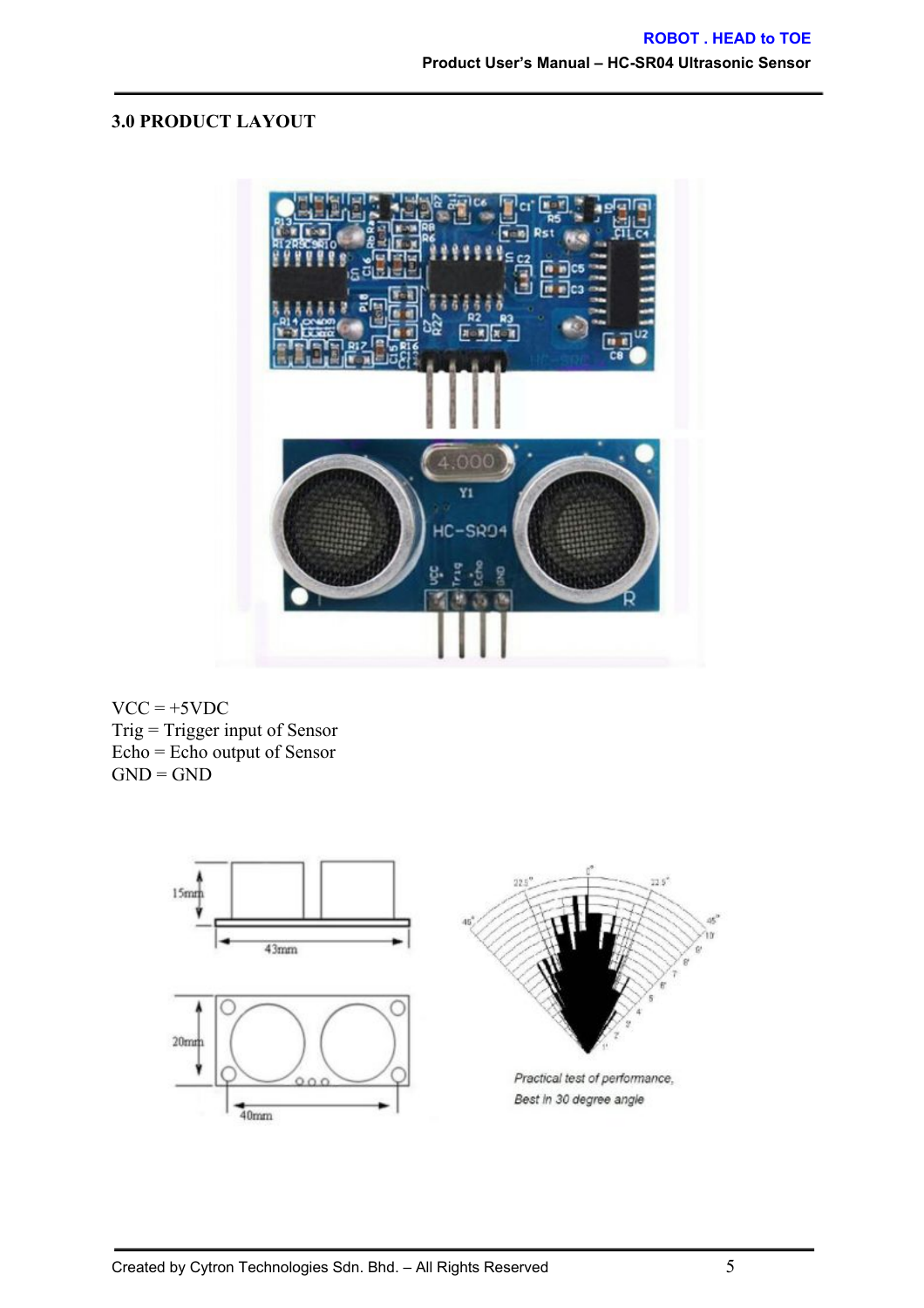## 3.0 PRODUCT LAYOUT

VCC = +5VDC
Trig = Trigger input of Sensor
Echo = Echo output of Sensor
GND = GND

Practical test of performance,
Best in 30 degree angle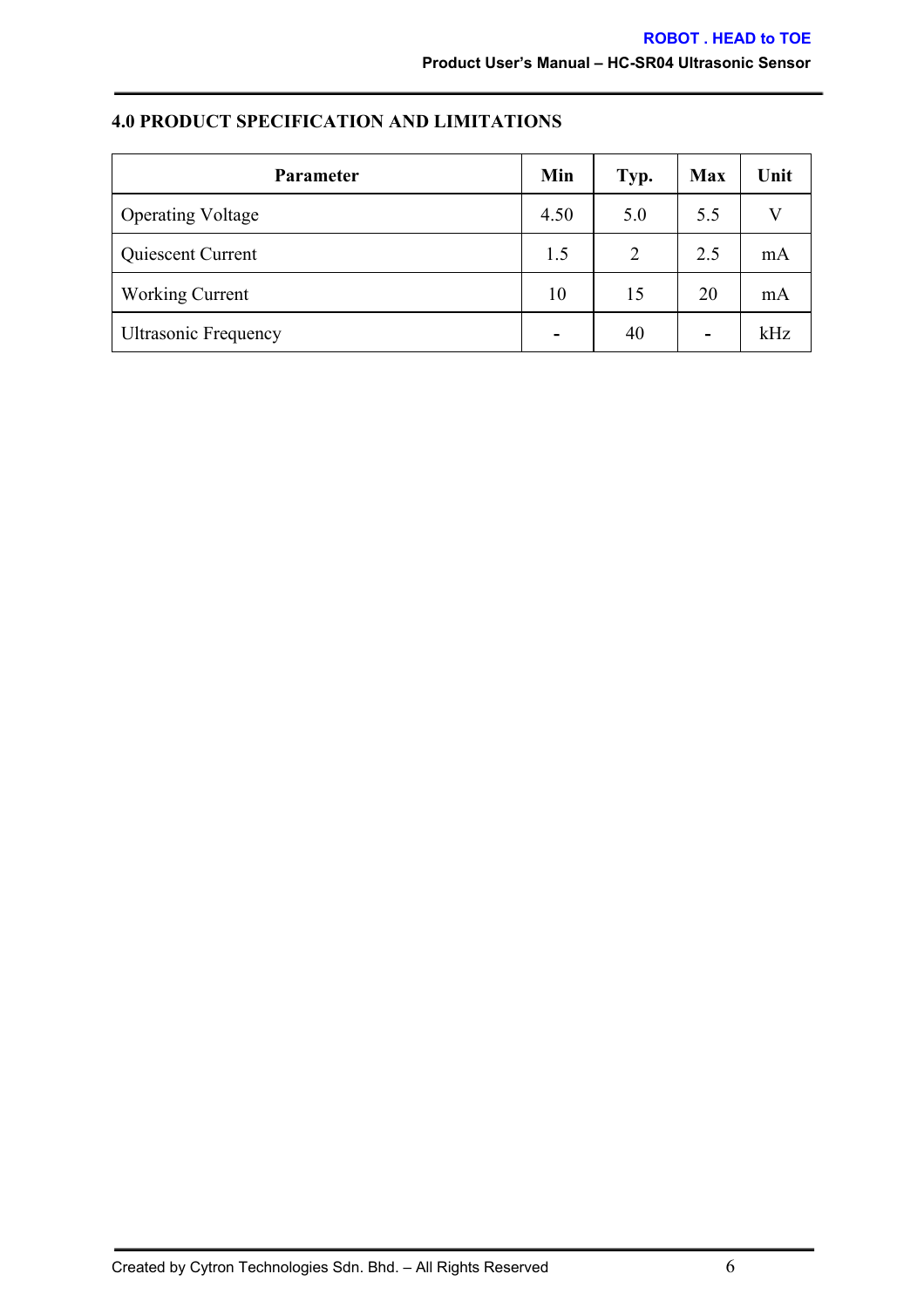## 4.0 PRODUCT SPECIFICATION AND LIMITATIONS

| Parameter | Min | Typ. | Max | Unit |
|---|---|---|---|---|
| Operating Voltage | 4.50 | 5.0 | 5.5 | V |
| Quiescent Current | 1.5 | 2 | 2.5 | mA |
| Working Current | 10 | 15 | 20 | mA |
| Ultrasonic Frequency | - | 40 | - | kHz |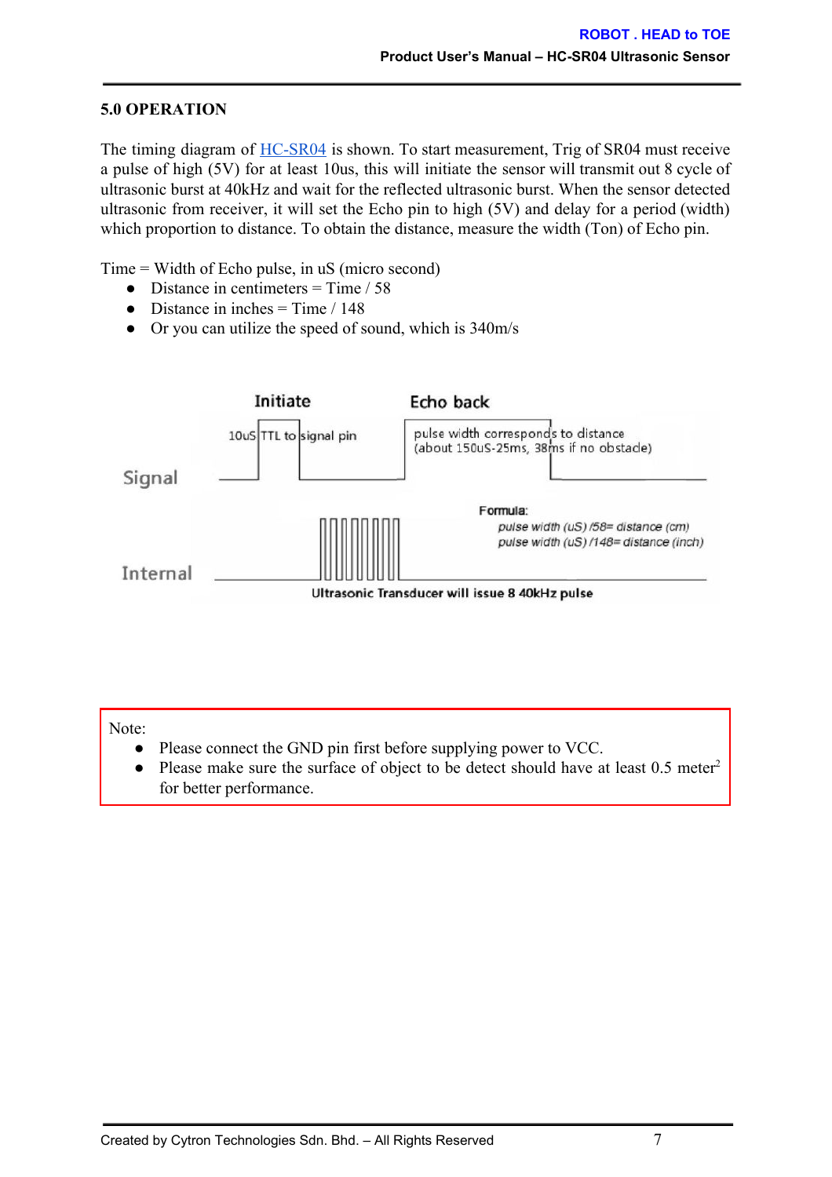## 5.0 OPERATION

The timing diagram of HC-SR04 is shown. To start measurement, Trig of SR04 must receive a pulse of high (5V) for at least 10us, this will initiate the sensor will transmit out 8 cycle of ultrasonic burst at 40kHz and wait for the reflected ultrasonic burst. When the sensor detected ultrasonic from receiver, it will set the Echo pin to high (5V) and delay for a period (width) which proportion to distance. To obtain the distance, measure the width (Ton) of Echo pin.

Time = Width of Echo pulse, in uS (micro second)

- Distance in centimeters = Time / 58
- Distance in inches = Time / 148
- Or you can utilize the speed of sound, which is 340m/s

Initiate

Echo back

10uS TTL to signal pin

pulse width corresponds to distance (about 150uS-25ms, 38ms if no obstacle)

Signal

Formula:
*pulse width (uS) /58= distance (cm)*
*pulse width (uS) /148= distance (inch)*

Internal

Ultrasonic Transducer will issue 8 40kHz pulse

> Note:
> - Please connect the GND pin first before supplying power to VCC.
> - Please make sure the surface of object to be detect should have at least 0.5 meter$^2$ for better performance.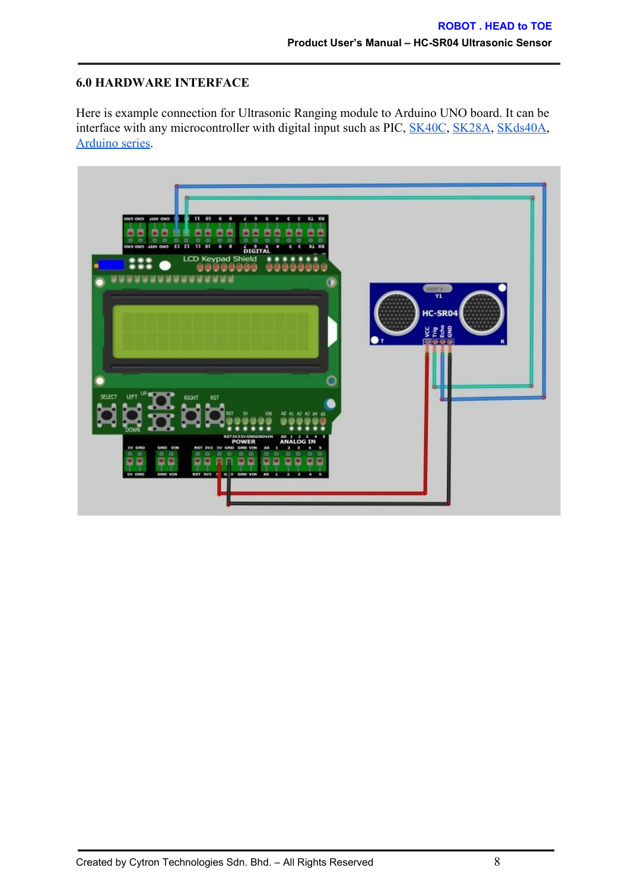## 6.0 HARDWARE INTERFACE

Here is example connection for Ultrasonic Ranging module to Arduino UNO board. It can be interface with any microcontroller with digital input such as PIC, SK40C, SK28A, SKds40A, Arduino series.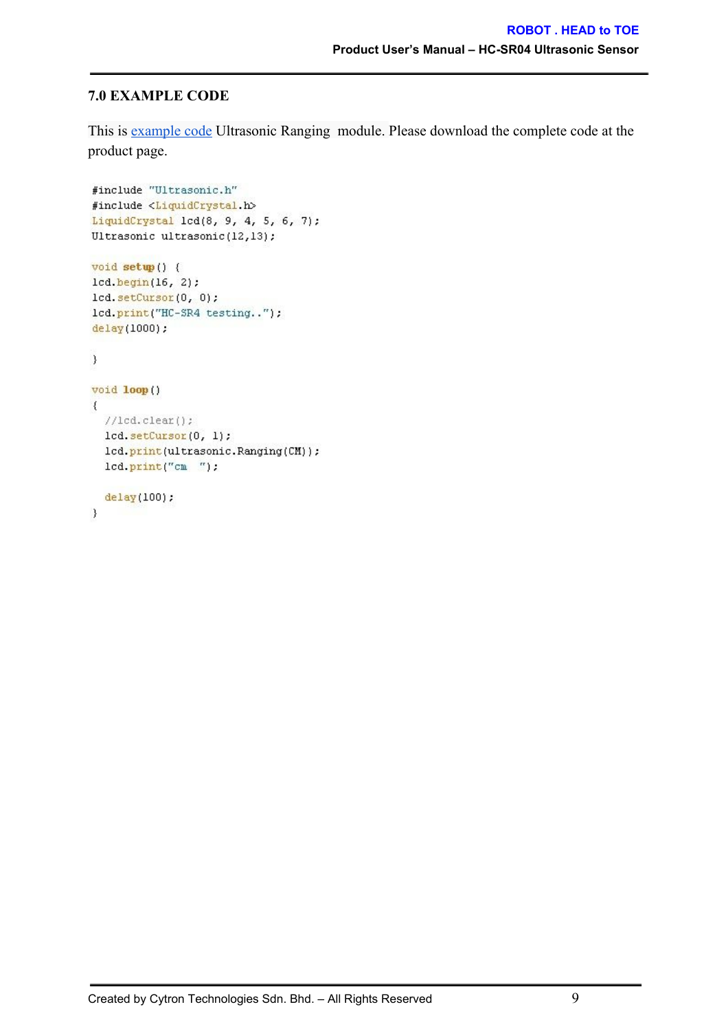## 7.0 EXAMPLE CODE

This is example code Ultrasonic Ranging  module. Please download the complete code at the product page.

```
#include "Ultrasonic.h"
#include <LiquidCrystal.h>
LiquidCrystal lcd(8, 9, 4, 5, 6, 7);
Ultrasonic ultrasonic(12,13);

void setup() {
lcd.begin(16, 2);
lcd.setCursor(0, 0);
lcd.print("HC-SR4 testing..");
delay(1000);

}

void loop()
{
  //lcd.clear();
  lcd.setCursor(0, 1);
  lcd.print(ultrasonic.Ranging(CM));
  lcd.print("cm  ");

  delay(100);
}
```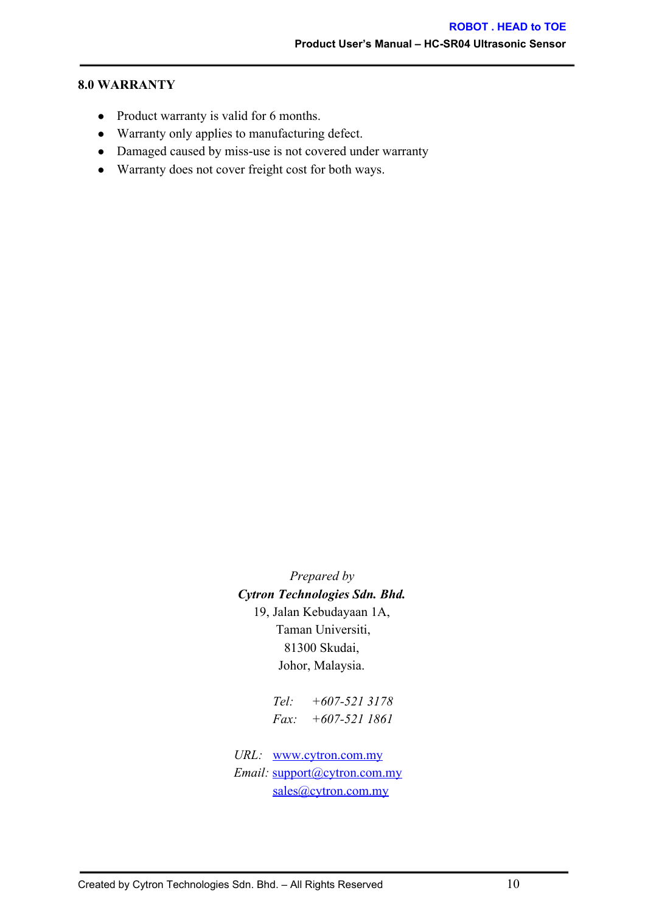## 8.0 WARRANTY

- Product warranty is valid for 6 months.
- Warranty only applies to manufacturing defect.
- Damaged caused by miss-use is not covered under warranty
- Warranty does not cover freight cost for both ways.

*Prepared by*

***Cytron Technologies Sdn. Bhd.***

19, Jalan Kebudayaan 1A,

Taman Universiti,

81300 Skudai,

Johor, Malaysia.

*Tel:* *+607-521 3178*

*Fax:* *+607-521 1861*

*URL:* www.cytron.com.my

*Email:* support@cytron.com.my

sales@cytron.com.my